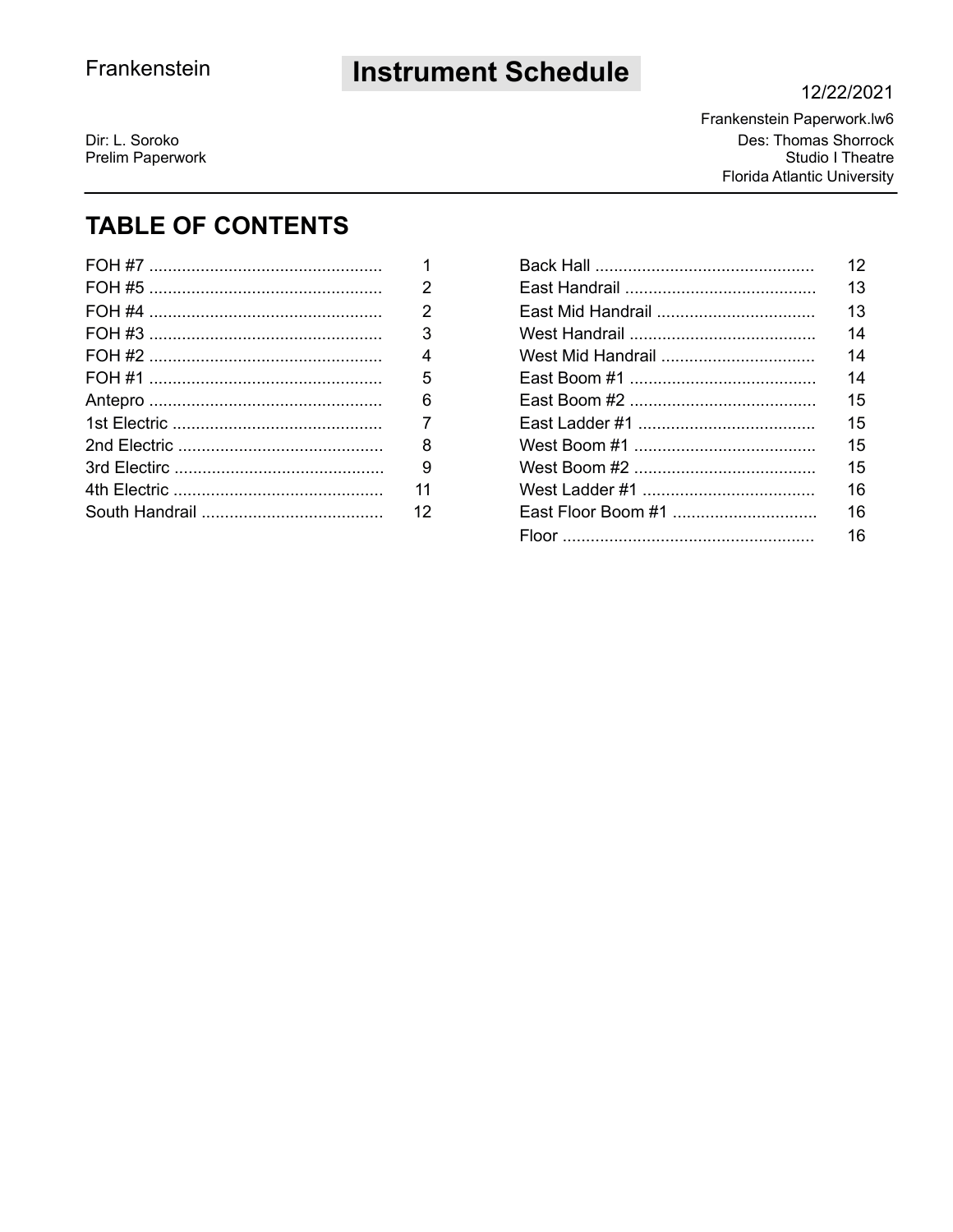Frankenstein

# Instrument Schedule

12/22/2021

Frankenstein Paperwork.lw6

Dir: L. Soroko
Prelim Paperwork

Des: Thomas Shorrock
Studio I Theatre
Florida Atlantic University

## TABLE OF CONTENTS

| Position | Page |
|---|---|
| FOH #7 | 1 |
| FOH #5 | 2 |
| FOH #4 | 2 |
| FOH #3 | 3 |
| FOH #2 | 4 |
| FOH #1 | 5 |
| Antepro | 6 |
| 1st Electric | 7 |
| 2nd Electric | 8 |
| 3rd Electirc | 9 |
| 4th Electric | 11 |
| South Handrail | 12 |
| Back Hall | 12 |
| East Handrail | 13 |
| East Mid Handrail | 13 |
| West Handrail | 14 |
| West Mid Handrail | 14 |
| East Boom #1 | 14 |
| East Boom #2 | 15 |
| East Ladder #1 | 15 |
| West Boom #1 | 15 |
| West Boom #2 | 15 |
| West Ladder #1 | 16 |
| East Floor Boom #1 | 16 |
| Floor | 16 |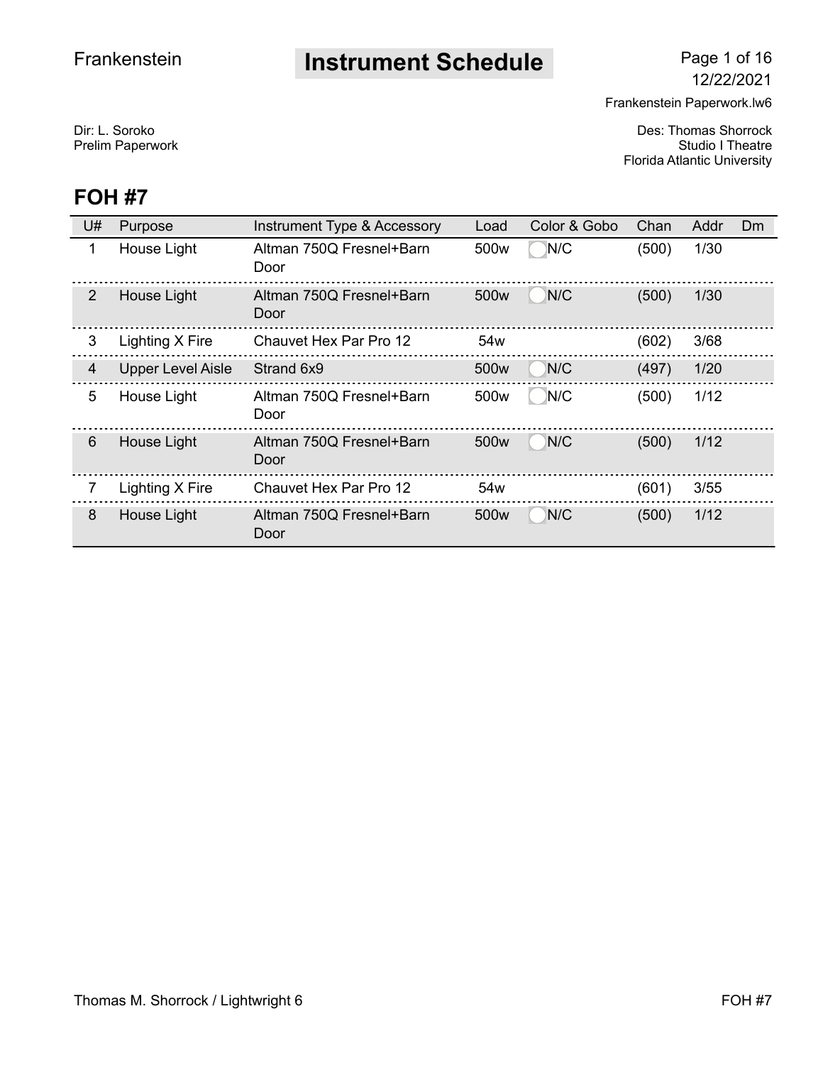Dir: L. Soroko
Prelim Paperwork

Des: Thomas Shorrock
Studio I Theatre
Florida Atlantic University

## FOH #7

| U# | Purpose | Instrument Type & Accessory | Load | Color & Gobo | Chan | Addr | Dm |
|---|---|---|---|---|---|---|---|
| 1 | House Light | Altman 750Q Fresnel+Barn Door | 500w | N/C | (500) | 1/30 | |
| 2 | House Light | Altman 750Q Fresnel+Barn Door | 500w | N/C | (500) | 1/30 | |
| 3 | Lighting X Fire | Chauvet Hex Par Pro 12 | 54w | | (602) | 3/68 | |
| 4 | Upper Level Aisle | Strand 6x9 | 500w | N/C | (497) | 1/20 | |
| 5 | House Light | Altman 750Q Fresnel+Barn Door | 500w | N/C | (500) | 1/12 | |
| 6 | House Light | Altman 750Q Fresnel+Barn Door | 500w | N/C | (500) | 1/12 | |
| 7 | Lighting X Fire | Chauvet Hex Par Pro 12 | 54w | | (601) | 3/55 | |
| 8 | House Light | Altman 750Q Fresnel+Barn Door | 500w | N/C | (500) | 1/12 | |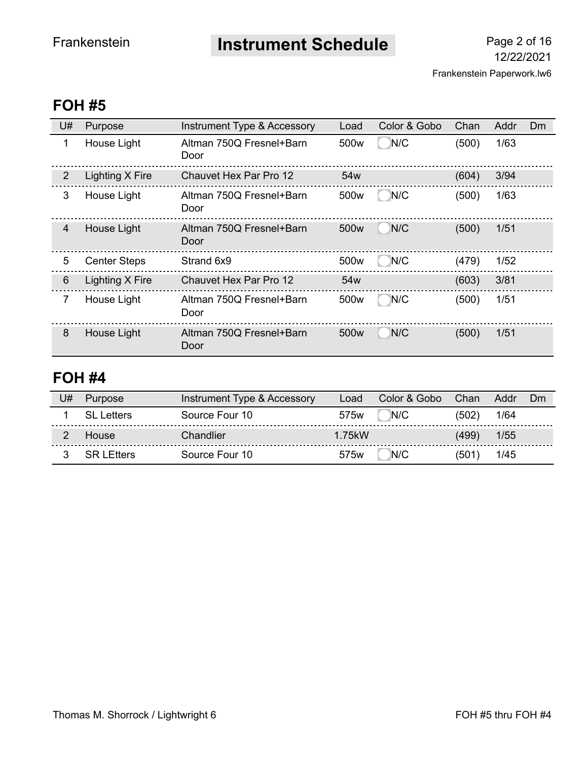## FOH #5

| U# | Purpose | Instrument Type & Accessory | Load | Color & Gobo | Chan | Addr | Dm |
|---|---|---|---|---|---|---|---|
| 1 | House Light | Altman 750Q Fresnel+Barn Door | 500w | N/C | (500) | 1/63 | |
| 2 | Lighting X Fire | Chauvet Hex Par Pro 12 | 54w | | (604) | 3/94 | |
| 3 | House Light | Altman 750Q Fresnel+Barn Door | 500w | N/C | (500) | 1/63 | |
| 4 | House Light | Altman 750Q Fresnel+Barn Door | 500w | N/C | (500) | 1/51 | |
| 5 | Center Steps | Strand 6x9 | 500w | N/C | (479) | 1/52 | |
| 6 | Lighting X Fire | Chauvet Hex Par Pro 12 | 54w | | (603) | 3/81 | |
| 7 | House Light | Altman 750Q Fresnel+Barn Door | 500w | N/C | (500) | 1/51 | |
| 8 | House Light | Altman 750Q Fresnel+Barn Door | 500w | N/C | (500) | 1/51 | |

## FOH #4

| U# | Purpose | Instrument Type & Accessory | Load | Color & Gobo | Chan | Addr | Dm |
|---|---|---|---|---|---|---|---|
| 1 | SL Letters | Source Four 10 | 575w | N/C | (502) | 1/64 | |
| 2 | House | Chandlier | 1.75kW | | (499) | 1/55 | |
| 3 | SR LEtters | Source Four 10 | 575w | N/C | (501) | 1/45 | |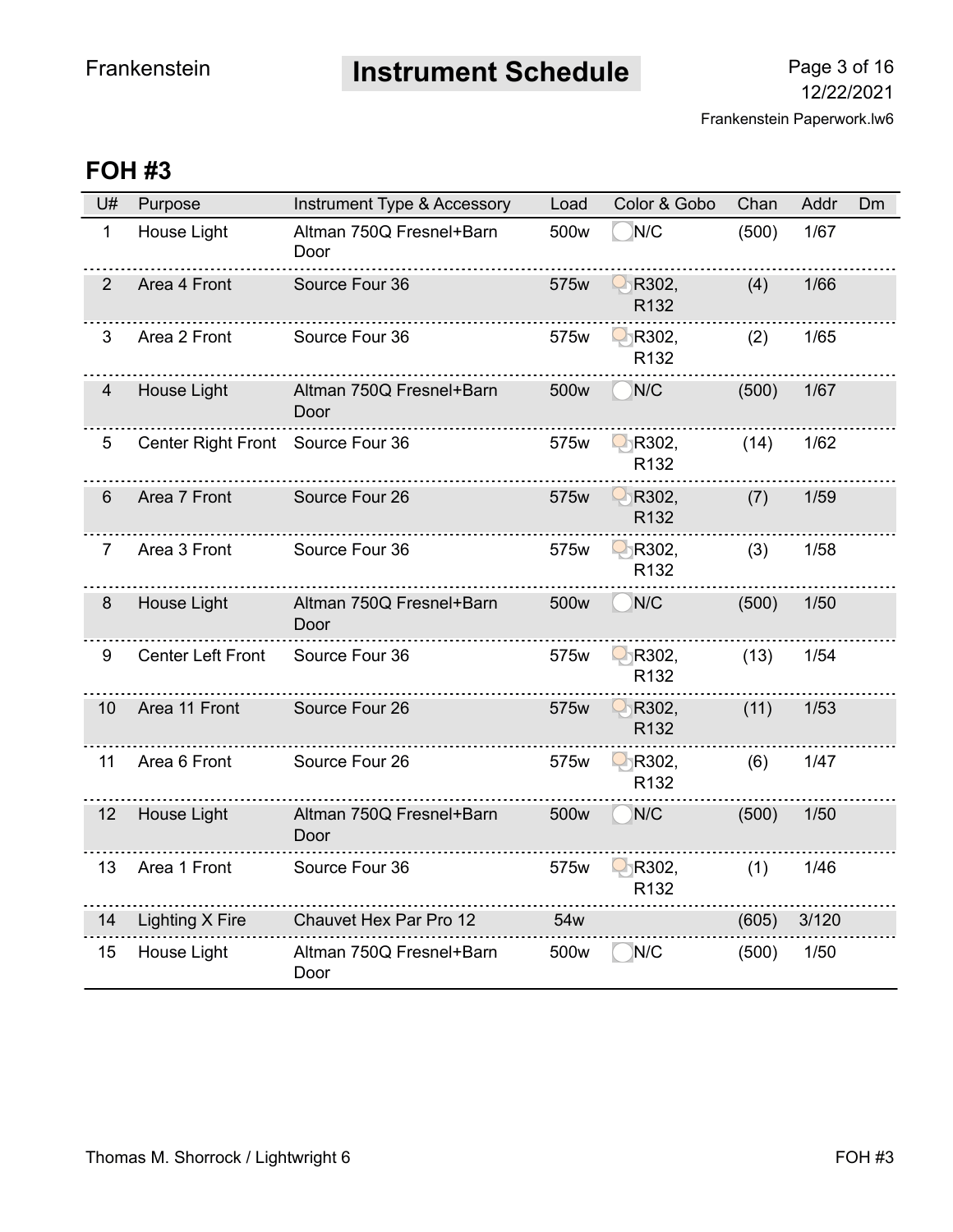## FOH #3

| U# | Purpose | Instrument Type & Accessory | Load | Color & Gobo | Chan | Addr | Dm |
|---|---|---|---|---|---|---|---|
| 1 | House Light | Altman 750Q Fresnel+Barn Door | 500w | N/C | (500) | 1/67 | |
| 2 | Area 4 Front | Source Four 36 | 575w | R302, R132 | (4) | 1/66 | |
| 3 | Area 2 Front | Source Four 36 | 575w | R302, R132 | (2) | 1/65 | |
| 4 | House Light | Altman 750Q Fresnel+Barn Door | 500w | N/C | (500) | 1/67 | |
| 5 | Center Right Front | Source Four 36 | 575w | R302, R132 | (14) | 1/62 | |
| 6 | Area 7 Front | Source Four 26 | 575w | R302, R132 | (7) | 1/59 | |
| 7 | Area 3 Front | Source Four 36 | 575w | R302, R132 | (3) | 1/58 | |
| 8 | House Light | Altman 750Q Fresnel+Barn Door | 500w | N/C | (500) | 1/50 | |
| 9 | Center Left Front | Source Four 36 | 575w | R302, R132 | (13) | 1/54 | |
| 10 | Area 11 Front | Source Four 26 | 575w | R302, R132 | (11) | 1/53 | |
| 11 | Area 6 Front | Source Four 26 | 575w | R302, R132 | (6) | 1/47 | |
| 12 | House Light | Altman 750Q Fresnel+Barn Door | 500w | N/C | (500) | 1/50 | |
| 13 | Area 1 Front | Source Four 36 | 575w | R302, R132 | (1) | 1/46 | |
| 14 | Lighting X Fire | Chauvet Hex Par Pro 12 | 54w | | (605) | 3/120 | |
| 15 | House Light | Altman 750Q Fresnel+Barn Door | 500w | N/C | (500) | 1/50 | |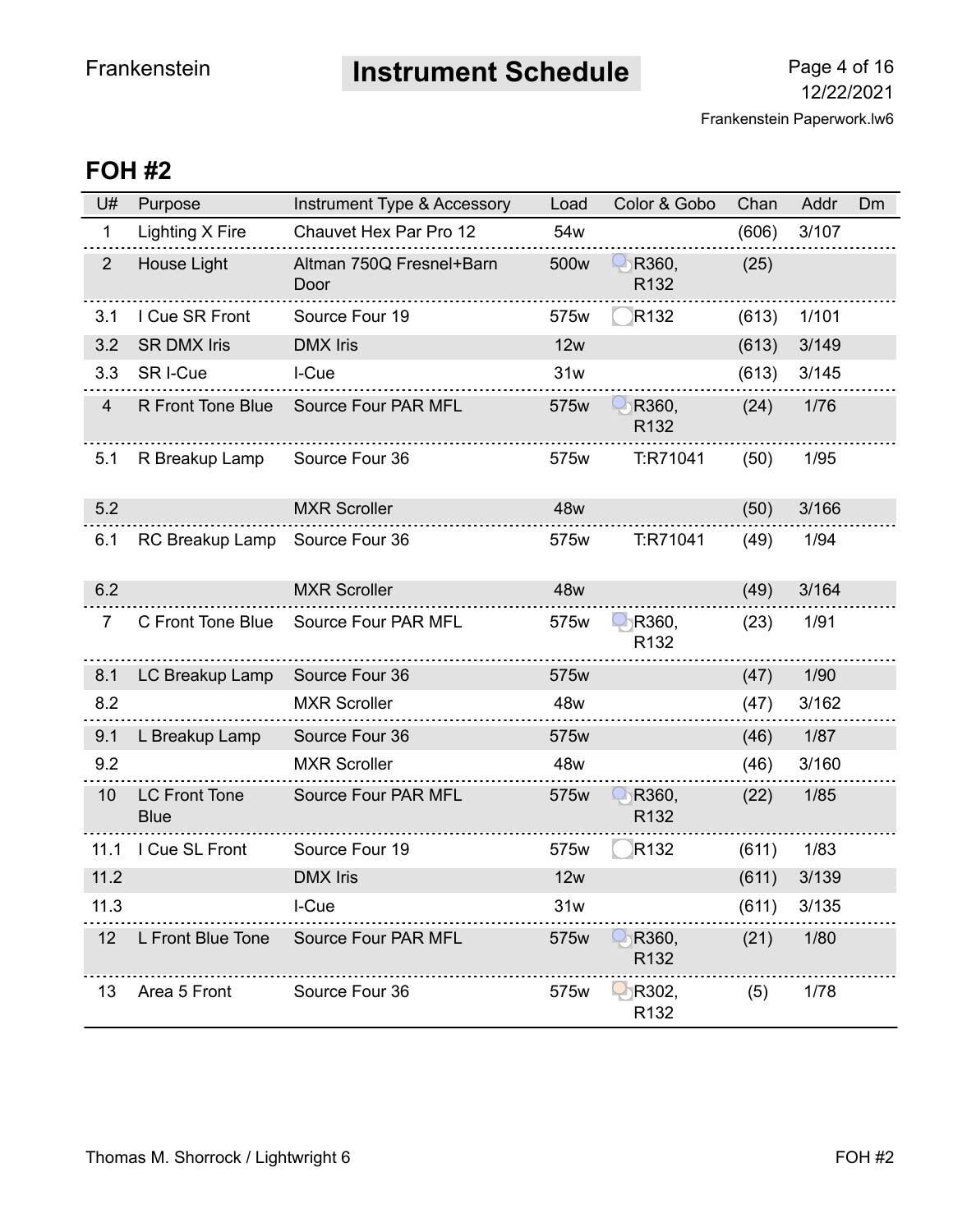## FOH #2

| U# | Purpose | Instrument Type & Accessory | Load | Color & Gobo | Chan | Addr | Dm |
| --- | --- | --- | --- | --- | --- | --- | --- |
| 1 | Lighting X Fire | Chauvet Hex Par Pro 12 | 54w | | (606) | 3/107 | |
| 2 | House Light | Altman 750Q Fresnel+Barn Door | 500w | R360, R132 | (25) | | |
| 3.1 | I Cue SR Front | Source Four 19 | 575w | R132 | (613) | 1/101 | |
| 3.2 | SR DMX Iris | DMX Iris | 12w | | (613) | 3/149 | |
| 3.3 | SR I-Cue | I-Cue | 31w | | (613) | 3/145 | |
| 4 | R Front Tone Blue | Source Four PAR MFL | 575w | R360, R132 | (24) | 1/76 | |
| 5.1 | R Breakup Lamp | Source Four 36 | 575w | T:R71041 | (50) | 1/95 | |
| 5.2 | | MXR Scroller | 48w | | (50) | 3/166 | |
| 6.1 | RC Breakup Lamp | Source Four 36 | 575w | T:R71041 | (49) | 1/94 | |
| 6.2 | | MXR Scroller | 48w | | (49) | 3/164 | |
| 7 | C Front Tone Blue | Source Four PAR MFL | 575w | R360, R132 | (23) | 1/91 | |
| 8.1 | LC Breakup Lamp | Source Four 36 | 575w | | (47) | 1/90 | |
| 8.2 | | MXR Scroller | 48w | | (47) | 3/162 | |
| 9.1 | L Breakup Lamp | Source Four 36 | 575w | | (46) | 1/87 | |
| 9.2 | | MXR Scroller | 48w | | (46) | 3/160 | |
| 10 | LC Front Tone Blue | Source Four PAR MFL | 575w | R360, R132 | (22) | 1/85 | |
| 11.1 | I Cue SL Front | Source Four 19 | 575w | R132 | (611) | 1/83 | |
| 11.2 | | DMX Iris | 12w | | (611) | 3/139 | |
| 11.3 | | I-Cue | 31w | | (611) | 3/135 | |
| 12 | L Front Blue Tone | Source Four PAR MFL | 575w | R360, R132 | (21) | 1/80 | |
| 13 | Area 5 Front | Source Four 36 | 575w | R302, R132 | (5) | 1/78 | |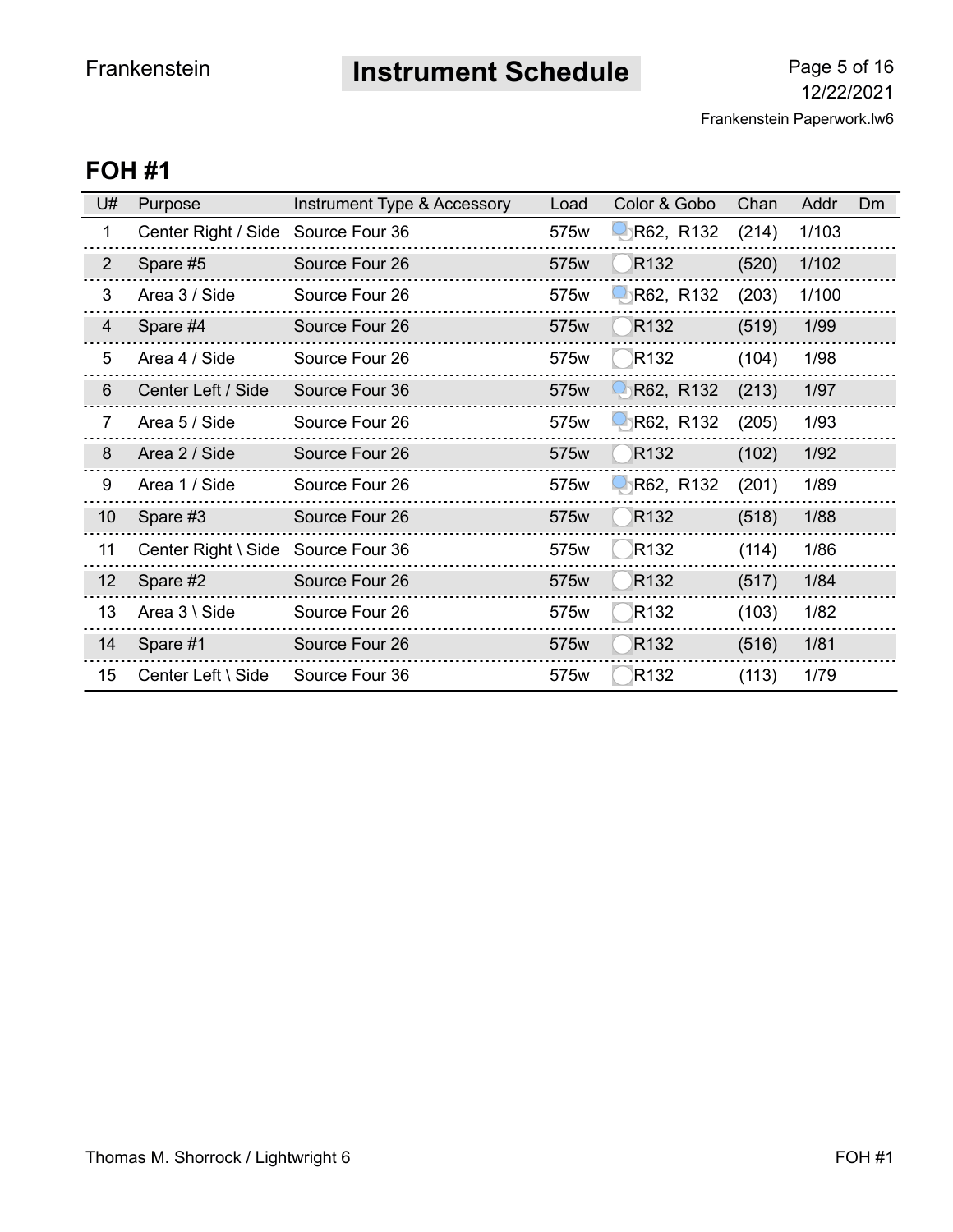## FOH #1

| U# | Purpose | Instrument Type & Accessory | Load | Color & Gobo | Chan | Addr | Dm |
|---|---|---|---|---|---|---|---|
| 1 | Center Right / Side | Source Four 36 | 575w | R62, R132 | (214) | 1/103 | |
| 2 | Spare #5 | Source Four 26 | 575w | R132 | (520) | 1/102 | |
| 3 | Area 3 / Side | Source Four 26 | 575w | R62, R132 | (203) | 1/100 | |
| 4 | Spare #4 | Source Four 26 | 575w | R132 | (519) | 1/99 | |
| 5 | Area 4 / Side | Source Four 26 | 575w | R132 | (104) | 1/98 | |
| 6 | Center Left / Side | Source Four 36 | 575w | R62, R132 | (213) | 1/97 | |
| 7 | Area 5 / Side | Source Four 26 | 575w | R62, R132 | (205) | 1/93 | |
| 8 | Area 2 / Side | Source Four 26 | 575w | R132 | (102) | 1/92 | |
| 9 | Area 1 / Side | Source Four 26 | 575w | R62, R132 | (201) | 1/89 | |
| 10 | Spare #3 | Source Four 26 | 575w | R132 | (518) | 1/88 | |
| 11 | Center Right \ Side | Source Four 36 | 575w | R132 | (114) | 1/86 | |
| 12 | Spare #2 | Source Four 26 | 575w | R132 | (517) | 1/84 | |
| 13 | Area 3 \ Side | Source Four 26 | 575w | R132 | (103) | 1/82 | |
| 14 | Spare #1 | Source Four 26 | 575w | R132 | (516) | 1/81 | |
| 15 | Center Left \ Side | Source Four 36 | 575w | R132 | (113) | 1/79 | |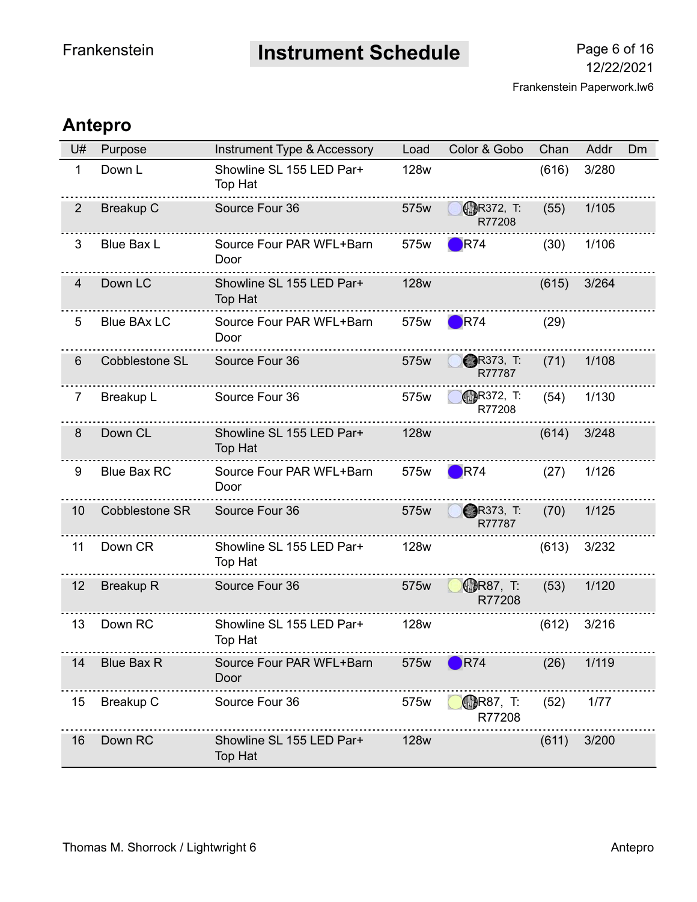# Instrument Schedule

## Antepro

| U# | Purpose | Instrument Type & Accessory | Load | Color & Gobo | Chan | Addr | Dm |
|---|---|---|---|---|---|---|---|
| 1 | Down L | Showline SL 155 LED Par+ Top Hat | 128w | | (616) | 3/280 | |
| 2 | Breakup C | Source Four 36 | 575w | R372, T: R77208 | (55) | 1/105 | |
| 3 | Blue Bax L | Source Four PAR WFL+Barn Door | 575w | R74 | (30) | 1/106 | |
| 4 | Down LC | Showline SL 155 LED Par+ Top Hat | 128w | | (615) | 3/264 | |
| 5 | Blue BAx LC | Source Four PAR WFL+Barn Door | 575w | R74 | (29) | | |
| 6 | Cobblestone SL | Source Four 36 | 575w | R373, T: R77787 | (71) | 1/108 | |
| 7 | Breakup L | Source Four 36 | 575w | R372, T: R77208 | (54) | 1/130 | |
| 8 | Down CL | Showline SL 155 LED Par+ Top Hat | 128w | | (614) | 3/248 | |
| 9 | Blue Bax RC | Source Four PAR WFL+Barn Door | 575w | R74 | (27) | 1/126 | |
| 10 | Cobblestone SR | Source Four 36 | 575w | R373, T: R77787 | (70) | 1/125 | |
| 11 | Down CR | Showline SL 155 LED Par+ Top Hat | 128w | | (613) | 3/232 | |
| 12 | Breakup R | Source Four 36 | 575w | R87, T: R77208 | (53) | 1/120 | |
| 13 | Down RC | Showline SL 155 LED Par+ Top Hat | 128w | | (612) | 3/216 | |
| 14 | Blue Bax R | Source Four PAR WFL+Barn Door | 575w | R74 | (26) | 1/119 | |
| 15 | Breakup C | Source Four 36 | 575w | R87, T: R77208 | (52) | 1/77 | |
| 16 | Down RC | Showline SL 155 LED Par+ Top Hat | 128w | | (611) | 3/200 | |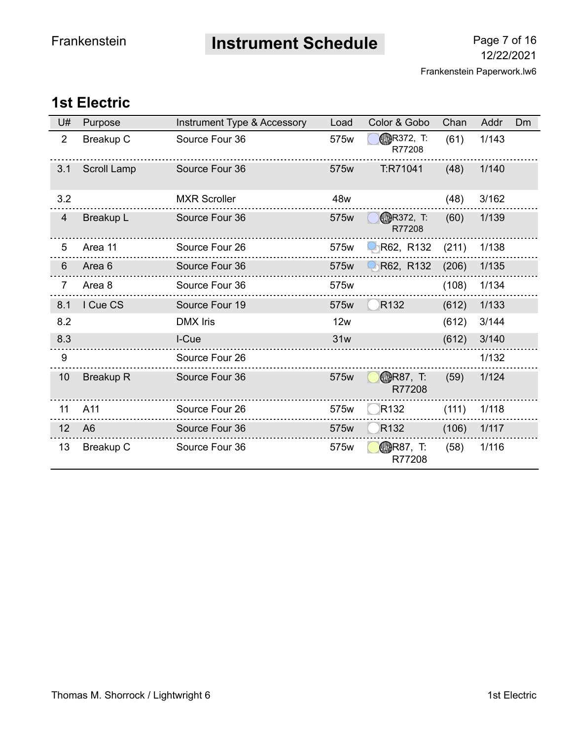## 1st Electric

| U# | Purpose | Instrument Type & Accessory | Load | Color & Gobo | Chan | Addr | Dm |
|---|---|---|---|---|---|---|---|
| 2 | Breakup C | Source Four 36 | 575w | R372, T: R77208 | (61) | 1/143 | |
| 3.1 | Scroll Lamp | Source Four 36 | 575w | T:R71041 | (48) | 1/140 | |
| 3.2 | | MXR Scroller | 48w | | (48) | 3/162 | |
| 4 | Breakup L | Source Four 36 | 575w | R372, T: R77208 | (60) | 1/139 | |
| 5 | Area 11 | Source Four 26 | 575w | R62, R132 | (211) | 1/138 | |
| 6 | Area 6 | Source Four 36 | 575w | R62, R132 | (206) | 1/135 | |
| 7 | Area 8 | Source Four 36 | 575w | | (108) | 1/134 | |
| 8.1 | I Cue CS | Source Four 19 | 575w | R132 | (612) | 1/133 | |
| 8.2 | | DMX Iris | 12w | | (612) | 3/144 | |
| 8.3 | | I-Cue | 31w | | (612) | 3/140 | |
| 9 | | Source Four 26 | | | | 1/132 | |
| 10 | Breakup R | Source Four 36 | 575w | R87, T: R77208 | (59) | 1/124 | |
| 11 | A11 | Source Four 26 | 575w | R132 | (111) | 1/118 | |
| 12 | A6 | Source Four 36 | 575w | R132 | (106) | 1/117 | |
| 13 | Breakup C | Source Four 36 | 575w | R87, T: R77208 | (58) | 1/116 | |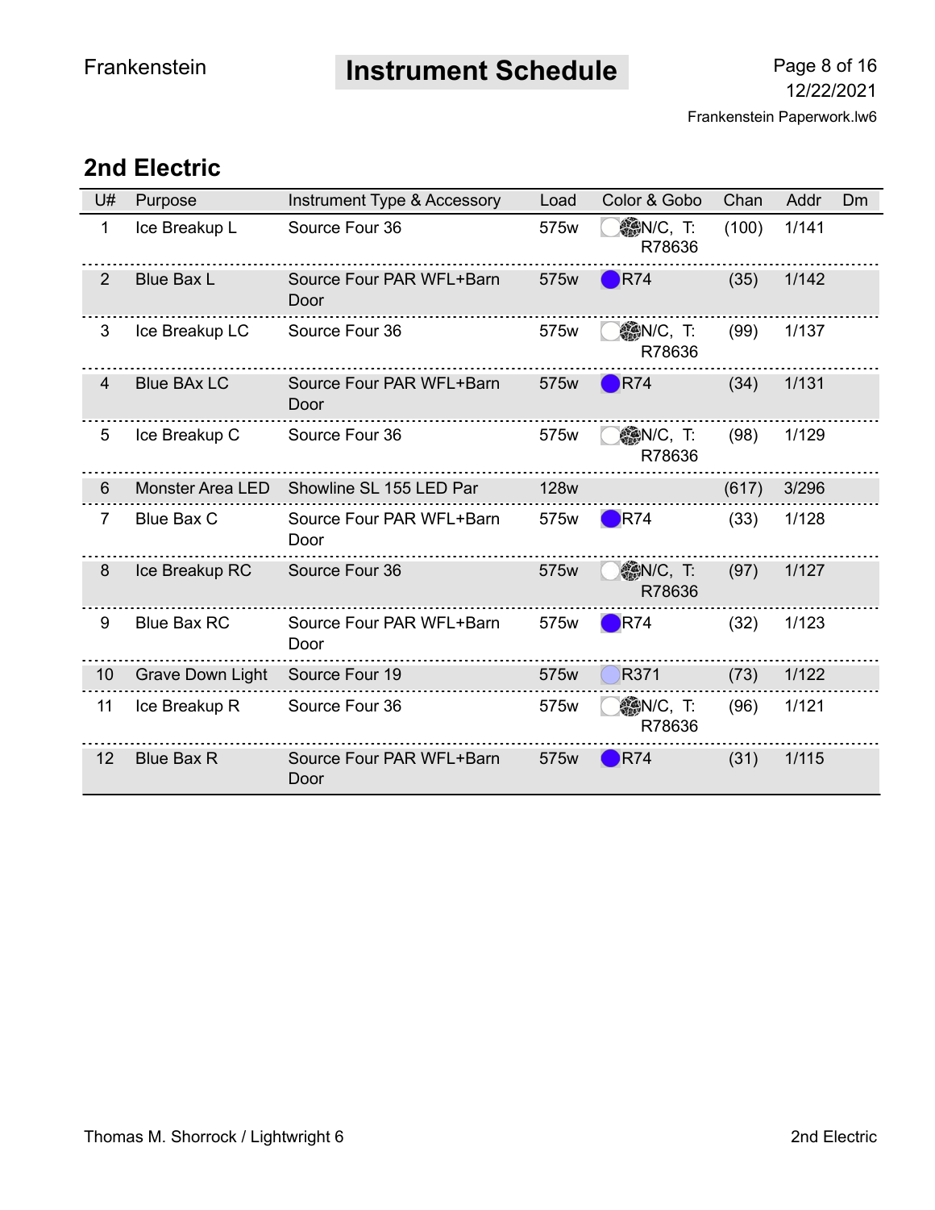## 2nd Electric

| U# | Purpose | Instrument Type & Accessory | Load | Color & Gobo | Chan | Addr | Dm |
|---|---|---|---|---|---|---|---|
| 1 | Ice Breakup L | Source Four 36 | 575w | N/C, T: R78636 | (100) | 1/141 | |
| 2 | Blue Bax L | Source Four PAR WFL+Barn Door | 575w | R74 | (35) | 1/142 | |
| 3 | Ice Breakup LC | Source Four 36 | 575w | N/C, T: R78636 | (99) | 1/137 | |
| 4 | Blue BAx LC | Source Four PAR WFL+Barn Door | 575w | R74 | (34) | 1/131 | |
| 5 | Ice Breakup C | Source Four 36 | 575w | N/C, T: R78636 | (98) | 1/129 | |
| 6 | Monster Area LED | Showline SL 155 LED Par | 128w | | (617) | 3/296 | |
| 7 | Blue Bax C | Source Four PAR WFL+Barn Door | 575w | R74 | (33) | 1/128 | |
| 8 | Ice Breakup RC | Source Four 36 | 575w | N/C, T: R78636 | (97) | 1/127 | |
| 9 | Blue Bax RC | Source Four PAR WFL+Barn Door | 575w | R74 | (32) | 1/123 | |
| 10 | Grave Down Light | Source Four 19 | 575w | R371 | (73) | 1/122 | |
| 11 | Ice Breakup R | Source Four 36 | 575w | N/C, T: R78636 | (96) | 1/121 | |
| 12 | Blue Bax R | Source Four PAR WFL+Barn Door | 575w | R74 | (31) | 1/115 | |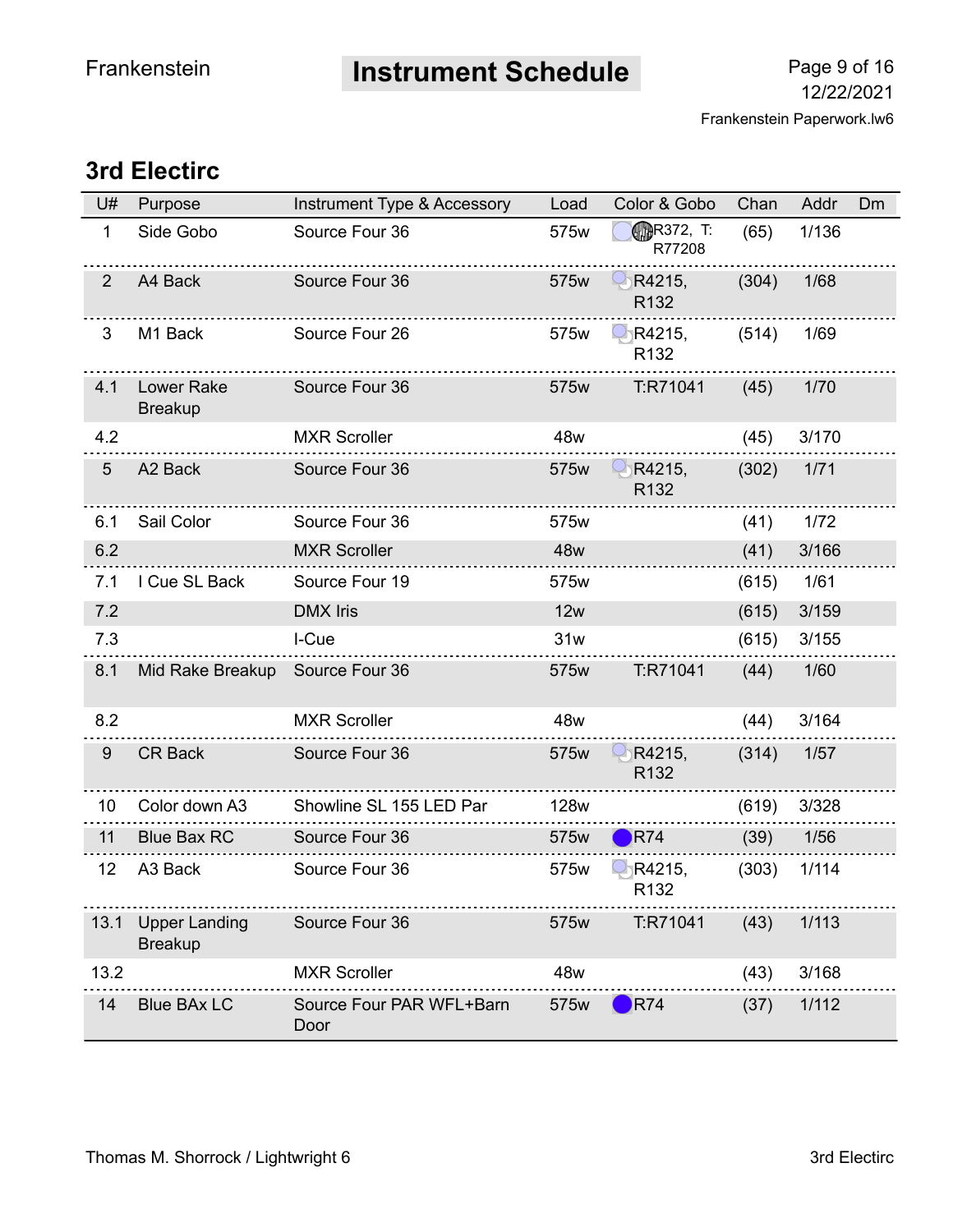Frankenstein

# Instrument Schedule

12/22/2021
Frankenstein Paperwork.lw6

## 3rd Electirc

| U# | Purpose | Instrument Type & Accessory | Load | Color & Gobo | Chan | Addr | Dm |
|---|---|---|---|---|---|---|---|
| 1 | Side Gobo | Source Four 36 | 575w | R372, T: R77208 | (65) | 1/136 | |
| 2 | A4 Back | Source Four 36 | 575w | R4215, R132 | (304) | 1/68 | |
| 3 | M1 Back | Source Four 26 | 575w | R4215, R132 | (514) | 1/69 | |
| 4.1 | Lower Rake Breakup | Source Four 36 | 575w | T:R71041 | (45) | 1/70 | |
| 4.2 | | MXR Scroller | 48w | | (45) | 3/170 | |
| 5 | A2 Back | Source Four 36 | 575w | R4215, R132 | (302) | 1/71 | |
| 6.1 | Sail Color | Source Four 36 | 575w | | (41) | 1/72 | |
| 6.2 | | MXR Scroller | 48w | | (41) | 3/166 | |
| 7.1 | I Cue SL Back | Source Four 19 | 575w | | (615) | 1/61 | |
| 7.2 | | DMX Iris | 12w | | (615) | 3/159 | |
| 7.3 | | I-Cue | 31w | | (615) | 3/155 | |
| 8.1 | Mid Rake Breakup | Source Four 36 | 575w | T:R71041 | (44) | 1/60 | |
| 8.2 | | MXR Scroller | 48w | | (44) | 3/164 | |
| 9 | CR Back | Source Four 36 | 575w | R4215, R132 | (314) | 1/57 | |
| 10 | Color down A3 | Showline SL 155 LED Par | 128w | | (619) | 3/328 | |
| 11 | Blue Bax RC | Source Four 36 | 575w | R74 | (39) | 1/56 | |
| 12 | A3 Back | Source Four 36 | 575w | R4215, R132 | (303) | 1/114 | |
| 13.1 | Upper Landing Breakup | Source Four 36 | 575w | T:R71041 | (43) | 1/113 | |
| 13.2 | | MXR Scroller | 48w | | (43) | 3/168 | |
| 14 | Blue BAx LC | Source Four PAR WFL+Barn Door | 575w | R74 | (37) | 1/112 | |

Thomas M. Shorrock / Lightwright 6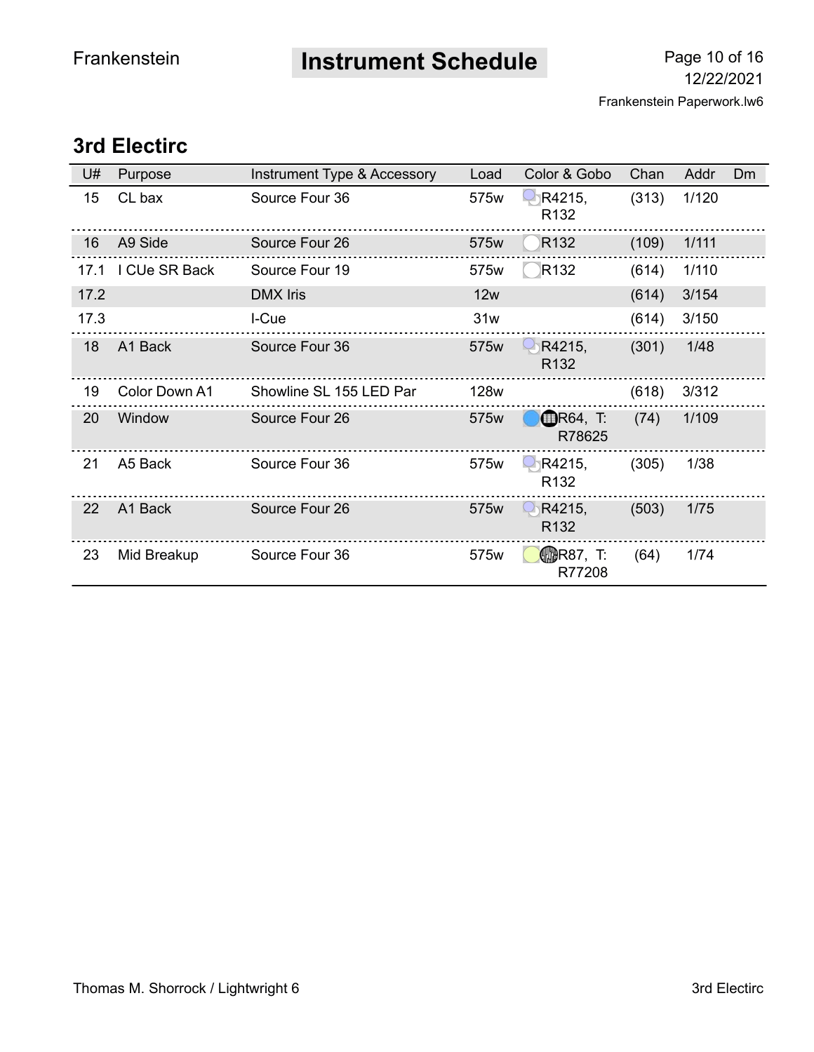## 3rd Electirc

| U# | Purpose | Instrument Type & Accessory | Load | Color & Gobo | Chan | Addr | Dm |
|---|---|---|---|---|---|---|---|
| 15 | CL bax | Source Four 36 | 575w | R4215, R132 | (313) | 1/120 | |
| 16 | A9 Side | Source Four 26 | 575w | R132 | (109) | 1/111 | |
| 17.1 | I CUe SR Back | Source Four 19 | 575w | R132 | (614) | 1/110 | |
| 17.2 | | DMX Iris | 12w | | (614) | 3/154 | |
| 17.3 | | I-Cue | 31w | | (614) | 3/150 | |
| 18 | A1 Back | Source Four 36 | 575w | R4215, R132 | (301) | 1/48 | |
| 19 | Color Down A1 | Showline SL 155 LED Par | 128w | | (618) | 3/312 | |
| 20 | Window | Source Four 26 | 575w | R64, T: R78625 | (74) | 1/109 | |
| 21 | A5 Back | Source Four 36 | 575w | R4215, R132 | (305) | 1/38 | |
| 22 | A1 Back | Source Four 26 | 575w | R4215, R132 | (503) | 1/75 | |
| 23 | Mid Breakup | Source Four 36 | 575w | R87, T: R77208 | (64) | 1/74 | |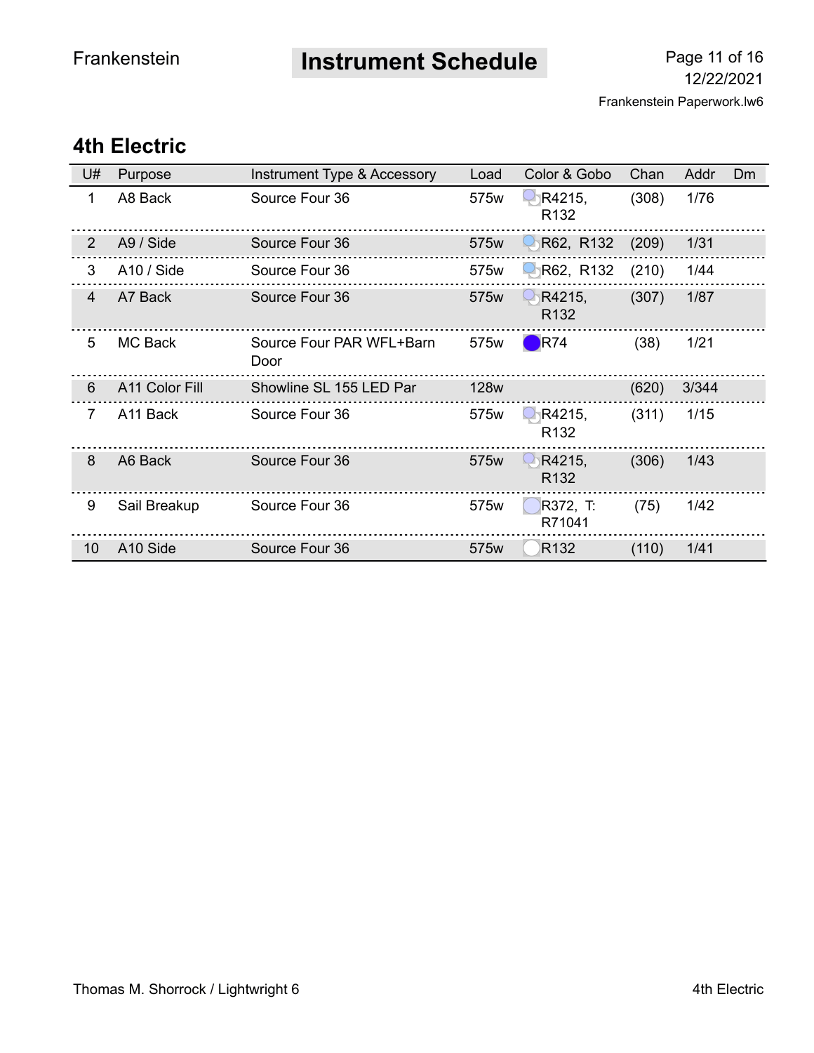## 4th Electric

| U# | Purpose | Instrument Type & Accessory | Load | Color & Gobo | Chan | Addr | Dm |
|---|---|---|---|---|---|---|---|
| 1 | A8 Back | Source Four 36 | 575w | R4215, R132 | (308) | 1/76 | |
| 2 | A9 / Side | Source Four 36 | 575w | R62, R132 | (209) | 1/31 | |
| 3 | A10 / Side | Source Four 36 | 575w | R62, R132 | (210) | 1/44 | |
| 4 | A7 Back | Source Four 36 | 575w | R4215, R132 | (307) | 1/87 | |
| 5 | MC Back | Source Four PAR WFL+Barn Door | 575w | R74 | (38) | 1/21 | |
| 6 | A11 Color Fill | Showline SL 155 LED Par | 128w | | (620) | 3/344 | |
| 7 | A11 Back | Source Four 36 | 575w | R4215, R132 | (311) | 1/15 | |
| 8 | A6 Back | Source Four 36 | 575w | R4215, R132 | (306) | 1/43 | |
| 9 | Sail Breakup | Source Four 36 | 575w | R372, T: R71041 | (75) | 1/42 | |
| 10 | A10 Side | Source Four 36 | 575w | R132 | (110) | 1/41 | |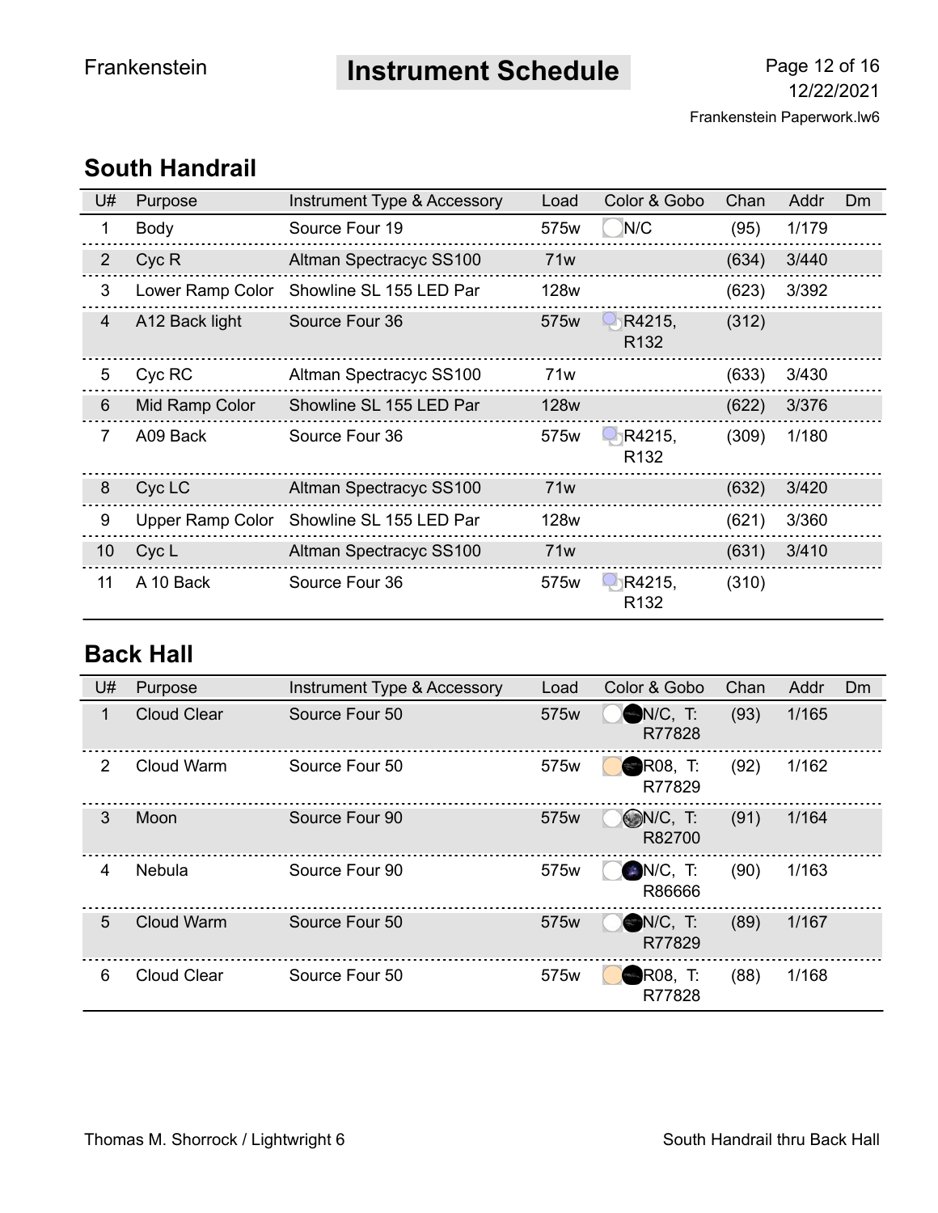## South Handrail

| U# | Purpose | Instrument Type & Accessory | Load | Color & Gobo | Chan | Addr | Dm |
|---|---|---|---|---|---|---|---|
| 1 | Body | Source Four 19 | 575w | N/C | (95) | 1/179 | |
| 2 | Cyc R | Altman Spectracyc SS100 | 71w | | (634) | 3/440 | |
| 3 | Lower Ramp Color | Showline SL 155 LED Par | 128w | | (623) | 3/392 | |
| 4 | A12 Back light | Source Four 36 | 575w | R4215, R132 | (312) | | |
| 5 | Cyc RC | Altman Spectracyc SS100 | 71w | | (633) | 3/430 | |
| 6 | Mid Ramp Color | Showline SL 155 LED Par | 128w | | (622) | 3/376 | |
| 7 | A09 Back | Source Four 36 | 575w | R4215, R132 | (309) | 1/180 | |
| 8 | Cyc LC | Altman Spectracyc SS100 | 71w | | (632) | 3/420 | |
| 9 | Upper Ramp Color | Showline SL 155 LED Par | 128w | | (621) | 3/360 | |
| 10 | Cyc L | Altman Spectracyc SS100 | 71w | | (631) | 3/410 | |
| 11 | A 10 Back | Source Four 36 | 575w | R4215, R132 | (310) | | |

## Back Hall

| U# | Purpose | Instrument Type & Accessory | Load | Color & Gobo | Chan | Addr | Dm |
|---|---|---|---|---|---|---|---|
| 1 | Cloud Clear | Source Four 50 | 575w | N/C, T: R77828 | (93) | 1/165 | |
| 2 | Cloud Warm | Source Four 50 | 575w | R08, T: R77829 | (92) | 1/162 | |
| 3 | Moon | Source Four 90 | 575w | N/C, T: R82700 | (91) | 1/164 | |
| 4 | Nebula | Source Four 90 | 575w | N/C, T: R86666 | (90) | 1/163 | |
| 5 | Cloud Warm | Source Four 50 | 575w | N/C, T: R77829 | (89) | 1/167 | |
| 6 | Cloud Clear | Source Four 50 | 575w | R08, T: R77828 | (88) | 1/168 | |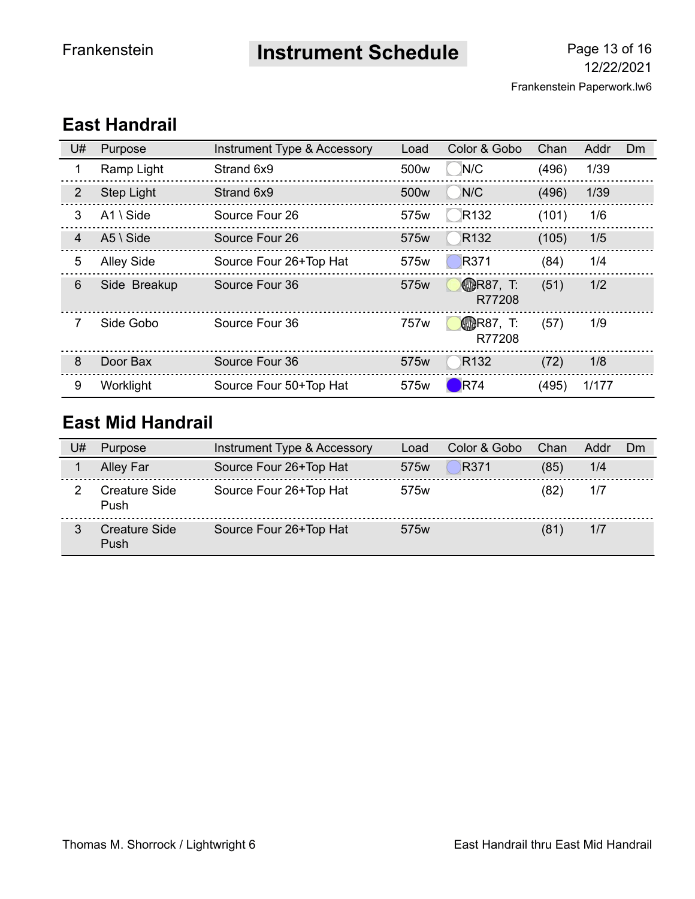# Instrument Schedule

## East Handrail

| U# | Purpose | Instrument Type & Accessory | Load | Color & Gobo | Chan | Addr | Dm |
|---|---|---|---|---|---|---|---|
| 1 | Ramp Light | Strand 6x9 | 500w | N/C | (496) | 1/39 | |
| 2 | Step Light | Strand 6x9 | 500w | N/C | (496) | 1/39 | |
| 3 | A1 \ Side | Source Four 26 | 575w | R132 | (101) | 1/6 | |
| 4 | A5 \ Side | Source Four 26 | 575w | R132 | (105) | 1/5 | |
| 5 | Alley Side | Source Four 26+Top Hat | 575w | R371 | (84) | 1/4 | |
| 6 | Side Breakup | Source Four 36 | 575w | R87, T: R77208 | (51) | 1/2 | |
| 7 | Side Gobo | Source Four 36 | 757w | R87, T: R77208 | (57) | 1/9 | |
| 8 | Door Bax | Source Four 36 | 575w | R132 | (72) | 1/8 | |
| 9 | Worklight | Source Four 50+Top Hat | 575w | R74 | (495) | 1/177 | |

## East Mid Handrail

| U# | Purpose | Instrument Type & Accessory | Load | Color & Gobo | Chan | Addr | Dm |
|---|---|---|---|---|---|---|---|
| 1 | Alley Far | Source Four 26+Top Hat | 575w | R371 | (85) | 1/4 | |
| 2 | Creature Side Push | Source Four 26+Top Hat | 575w | | (82) | 1/7 | |
| 3 | Creature Side Push | Source Four 26+Top Hat | 575w | | (81) | 1/7 | |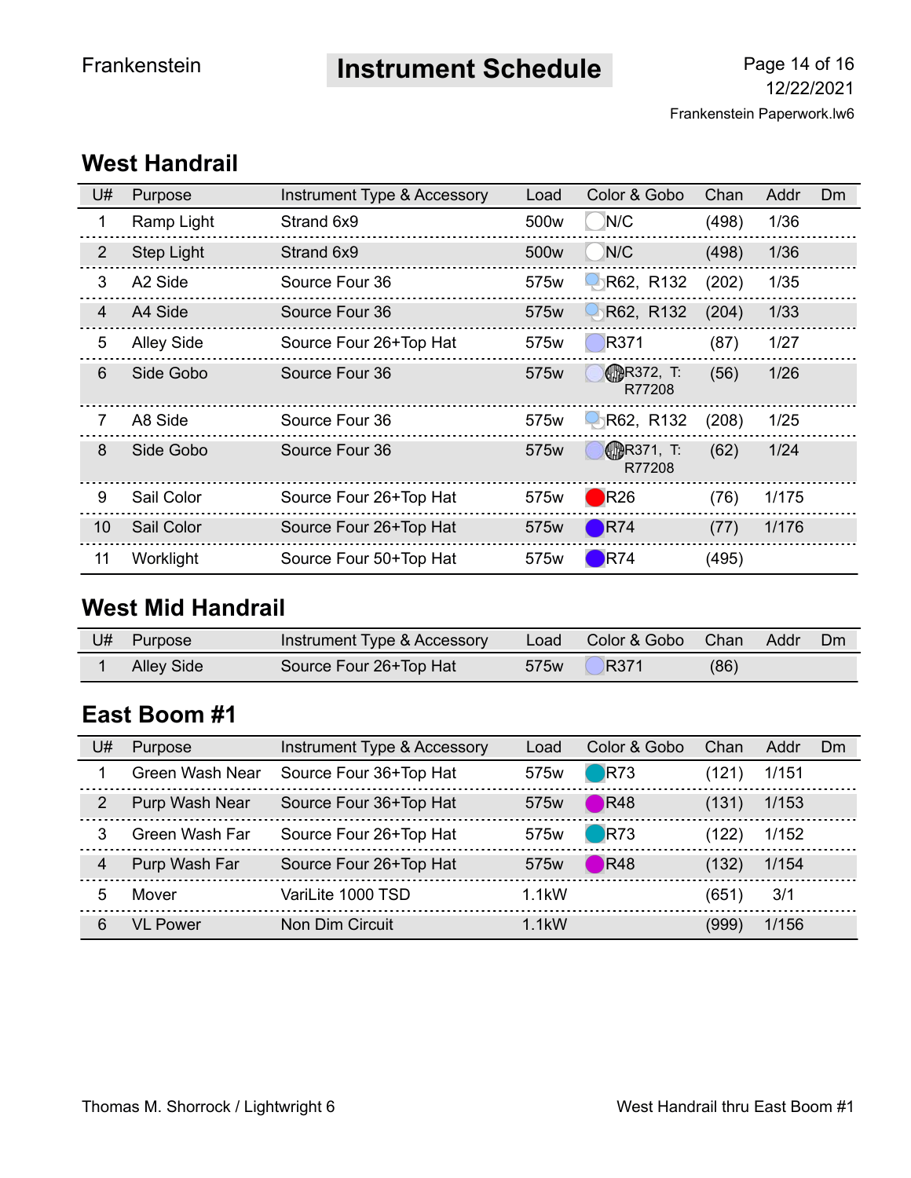## West Handrail

| U# | Purpose | Instrument Type & Accessory | Load | Color & Gobo | Chan | Addr | Dm |
|---|---|---|---|---|---|---|---|
| 1 | Ramp Light | Strand 6x9 | 500w | N/C | (498) | 1/36 | |
| 2 | Step Light | Strand 6x9 | 500w | N/C | (498) | 1/36 | |
| 3 | A2 Side | Source Four 36 | 575w | R62, R132 | (202) | 1/35 | |
| 4 | A4 Side | Source Four 36 | 575w | R62, R132 | (204) | 1/33 | |
| 5 | Alley Side | Source Four 26+Top Hat | 575w | R371 | (87) | 1/27 | |
| 6 | Side Gobo | Source Four 36 | 575w | R372, T: R77208 | (56) | 1/26 | |
| 7 | A8 Side | Source Four 36 | 575w | R62, R132 | (208) | 1/25 | |
| 8 | Side Gobo | Source Four 36 | 575w | R371, T: R77208 | (62) | 1/24 | |
| 9 | Sail Color | Source Four 26+Top Hat | 575w | R26 | (76) | 1/175 | |
| 10 | Sail Color | Source Four 26+Top Hat | 575w | R74 | (77) | 1/176 | |
| 11 | Worklight | Source Four 50+Top Hat | 575w | R74 | (495) | | |

## West Mid Handrail

| U# | Purpose | Instrument Type & Accessory | Load | Color & Gobo | Chan | Addr | Dm |
|---|---|---|---|---|---|---|---|
| 1 | Alley Side | Source Four 26+Top Hat | 575w | R371 | (86) | | |

## East Boom #1

| U# | Purpose | Instrument Type & Accessory | Load | Color & Gobo | Chan | Addr | Dm |
|---|---|---|---|---|---|---|---|
| 1 | Green Wash Near | Source Four 36+Top Hat | 575w | R73 | (121) | 1/151 | |
| 2 | Purp Wash Near | Source Four 36+Top Hat | 575w | R48 | (131) | 1/153 | |
| 3 | Green Wash Far | Source Four 26+Top Hat | 575w | R73 | (122) | 1/152 | |
| 4 | Purp Wash Far | Source Four 26+Top Hat | 575w | R48 | (132) | 1/154 | |
| 5 | Mover | VariLite 1000 TSD | 1.1kW | | (651) | 3/1 | |
| 6 | VL Power | Non Dim Circuit | 1.1kW | | (999) | 1/156 | |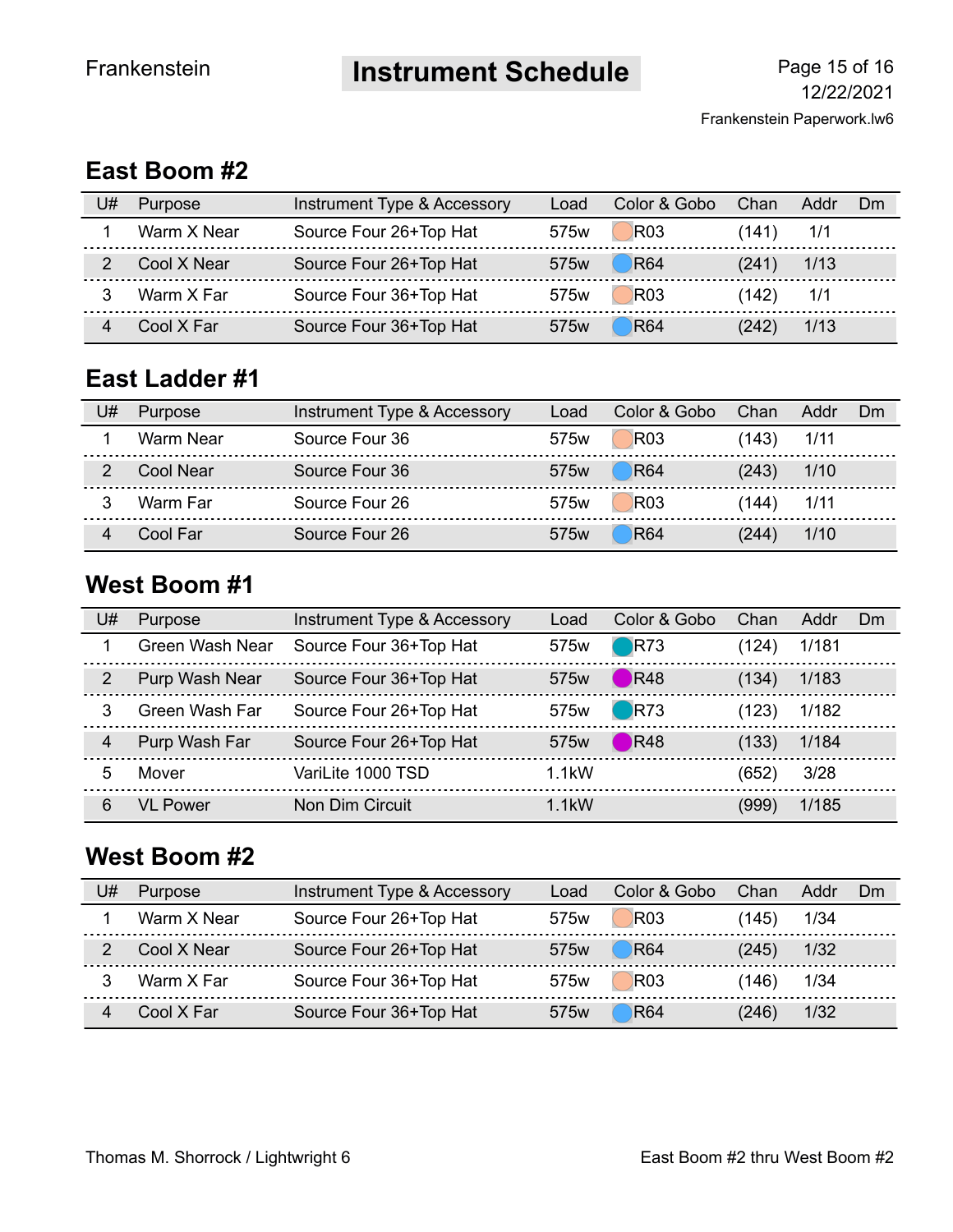# Instrument Schedule

## East Boom #2

| U# | Purpose | Instrument Type & Accessory | Load | Color & Gobo | Chan | Addr | Dm |
|---|---|---|---|---|---|---|---|
| 1 | Warm X Near | Source Four 26+Top Hat | 575w | R03 | (141) | 1/1 | |
| 2 | Cool X Near | Source Four 26+Top Hat | 575w | R64 | (241) | 1/13 | |
| 3 | Warm X Far | Source Four 36+Top Hat | 575w | R03 | (142) | 1/1 | |
| 4 | Cool X Far | Source Four 36+Top Hat | 575w | R64 | (242) | 1/13 | |

## East Ladder #1

| U# | Purpose | Instrument Type & Accessory | Load | Color & Gobo | Chan | Addr | Dm |
|---|---|---|---|---|---|---|---|
| 1 | Warm Near | Source Four 36 | 575w | R03 | (143) | 1/11 | |
| 2 | Cool Near | Source Four 36 | 575w | R64 | (243) | 1/10 | |
| 3 | Warm Far | Source Four 26 | 575w | R03 | (144) | 1/11 | |
| 4 | Cool Far | Source Four 26 | 575w | R64 | (244) | 1/10 | |

## West Boom #1

| U# | Purpose | Instrument Type & Accessory | Load | Color & Gobo | Chan | Addr | Dm |
|---|---|---|---|---|---|---|---|
| 1 | Green Wash Near | Source Four 36+Top Hat | 575w | R73 | (124) | 1/181 | |
| 2 | Purp Wash Near | Source Four 36+Top Hat | 575w | R48 | (134) | 1/183 | |
| 3 | Green Wash Far | Source Four 26+Top Hat | 575w | R73 | (123) | 1/182 | |
| 4 | Purp Wash Far | Source Four 26+Top Hat | 575w | R48 | (133) | 1/184 | |
| 5 | Mover | VariLite 1000 TSD | 1.1kW | | (652) | 3/28 | |
| 6 | VL Power | Non Dim Circuit | 1.1kW | | (999) | 1/185 | |

## West Boom #2

| U# | Purpose | Instrument Type & Accessory | Load | Color & Gobo | Chan | Addr | Dm |
|---|---|---|---|---|---|---|---|
| 1 | Warm X Near | Source Four 26+Top Hat | 575w | R03 | (145) | 1/34 | |
| 2 | Cool X Near | Source Four 26+Top Hat | 575w | R64 | (245) | 1/32 | |
| 3 | Warm X Far | Source Four 36+Top Hat | 575w | R03 | (146) | 1/34 | |
| 4 | Cool X Far | Source Four 36+Top Hat | 575w | R64 | (246) | 1/32 | |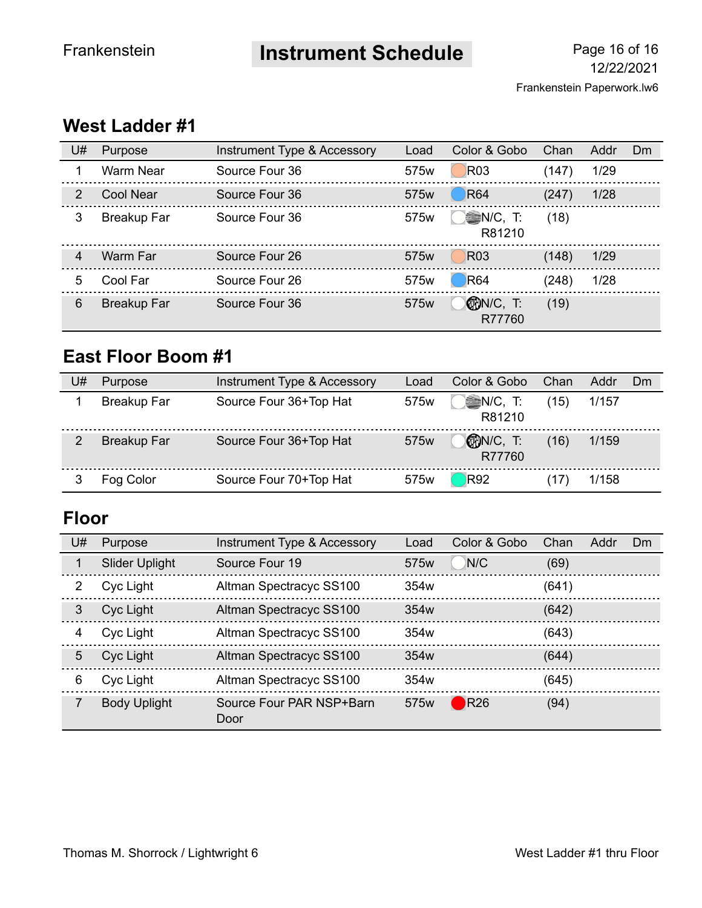## West Ladder #1

| U# | Purpose | Instrument Type & Accessory | Load | Color & Gobo | Chan | Addr | Dm |
|---|---|---|---|---|---|---|---|
| 1 | Warm Near | Source Four 36 | 575w | R03 | (147) | 1/29 | |
| 2 | Cool Near | Source Four 36 | 575w | R64 | (247) | 1/28 | |
| 3 | Breakup Far | Source Four 36 | 575w | N/C, T: R81210 | (18) | | |
| 4 | Warm Far | Source Four 26 | 575w | R03 | (148) | 1/29 | |
| 5 | Cool Far | Source Four 26 | 575w | R64 | (248) | 1/28 | |
| 6 | Breakup Far | Source Four 36 | 575w | N/C, T: R77760 | (19) | | |

## East Floor Boom #1

| U# | Purpose | Instrument Type & Accessory | Load | Color & Gobo | Chan | Addr | Dm |
|---|---|---|---|---|---|---|---|
| 1 | Breakup Far | Source Four 36+Top Hat | 575w | N/C, T: R81210 | (15) | 1/157 | |
| 2 | Breakup Far | Source Four 36+Top Hat | 575w | N/C, T: R77760 | (16) | 1/159 | |
| 3 | Fog Color | Source Four 70+Top Hat | 575w | R92 | (17) | 1/158 | |

## Floor

| U# | Purpose | Instrument Type & Accessory | Load | Color & Gobo | Chan | Addr | Dm |
|---|---|---|---|---|---|---|---|
| 1 | Slider Uplight | Source Four 19 | 575w | N/C | (69) | | |
| 2 | Cyc Light | Altman Spectracyc SS100 | 354w | | (641) | | |
| 3 | Cyc Light | Altman Spectracyc SS100 | 354w | | (642) | | |
| 4 | Cyc Light | Altman Spectracyc SS100 | 354w | | (643) | | |
| 5 | Cyc Light | Altman Spectracyc SS100 | 354w | | (644) | | |
| 6 | Cyc Light | Altman Spectracyc SS100 | 354w | | (645) | | |
| 7 | Body Uplight | Source Four PAR NSP+Barn Door | 575w | R26 | (94) | | |